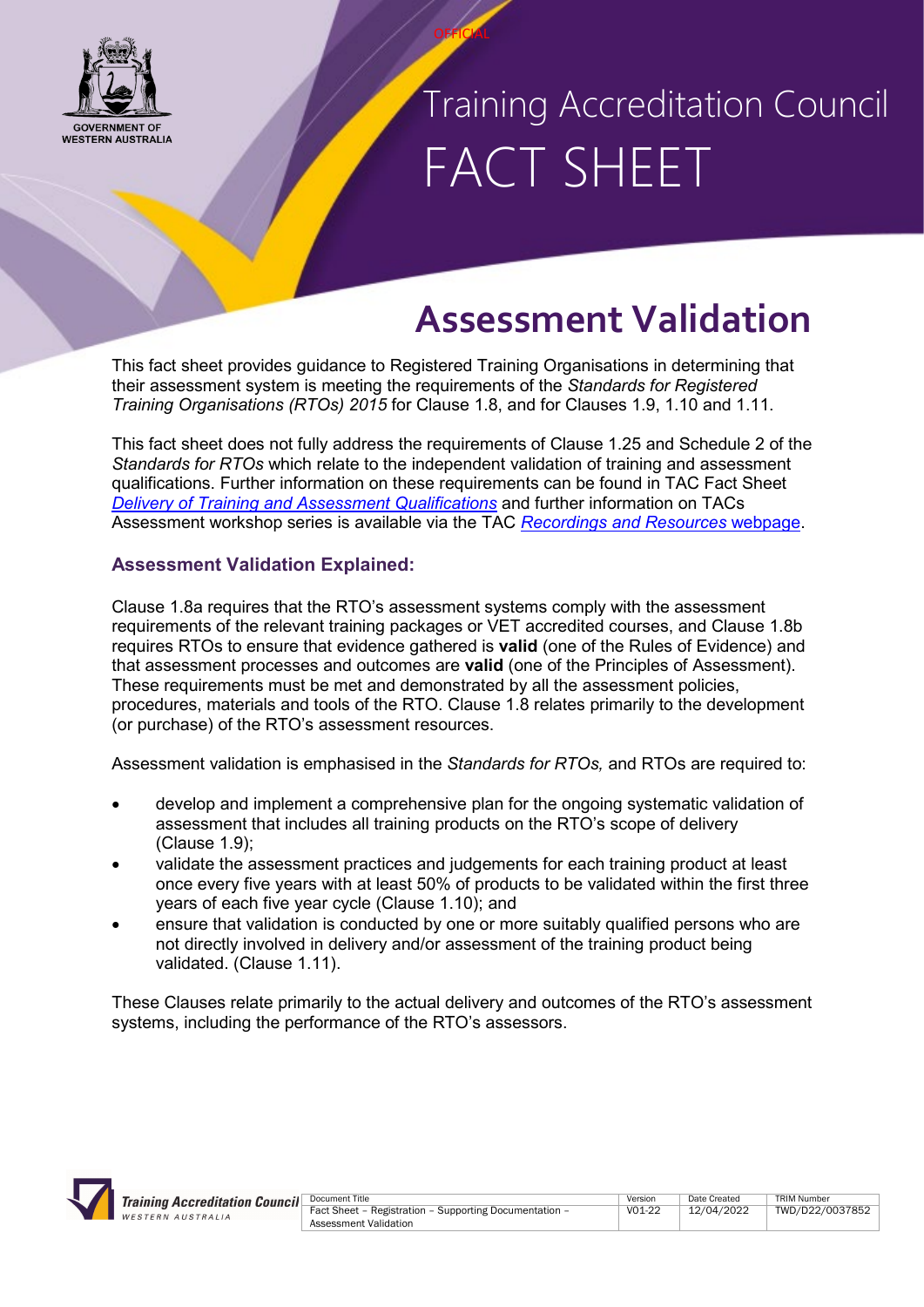# Training Accreditation Council FACT SHEET

## Assessment Validation

This fact sheet provides guidance to Registered Training Organisations in determining that their assessment system is meeting the requirements of the *Standards for Registered Training Organisations (RTOs) 2015* for Clause 1.8, and for Clauses 1.9, 1.10 and 1.11.

This fact sheet does not fully address the requirements of Clause 1.25 and Schedule 2 of the *Standards for RTOs* which relate to the independent validation of training and assessment qualifications. Further information on these requirements can be found in TAC Fact Sheet *Delivery of Training and Assessment Qualifications* and further information on TACs Assessment workshop series is available via the TAC *Recordings and Resources* webpage.

### Assessment Validation Explained:

Clause 1.8a requires that the RTO's assessment systems comply with the assessment requirements of the relevant training packages or VET accredited courses, and Clause 1.8b requires RTOs to ensure that evidence gathered is **valid** (one of the Rules of Evidence) and that assessment processes and outcomes are **valid** (one of the Principles of Assessment). These requirements must be met and demonstrated by all the assessment policies, procedures, materials and tools of the RTO. Clause 1.8 relates primarily to the development (or purchase) of the RTO's assessment resources.

Assessment validation is emphasised in the *Standards for RTOs,* and RTOs are required to:

- develop and implement a comprehensive plan for the ongoing systematic validation of assessment that includes all training products on the RTO's scope of delivery (Clause 1.9);
- validate the assessment practices and judgements for each training product at least once every five years with at least 50% of products to be validated within the first three years of each five year cycle (Clause 1.10); and
- ensure that validation is conducted by one or more suitably qualified persons who are not directly involved in delivery and/or assessment of the training product being validated. (Clause 1.11).

These Clauses relate primarily to the actual delivery and outcomes of the RTO's assessment systems, including the performance of the RTO's assessors.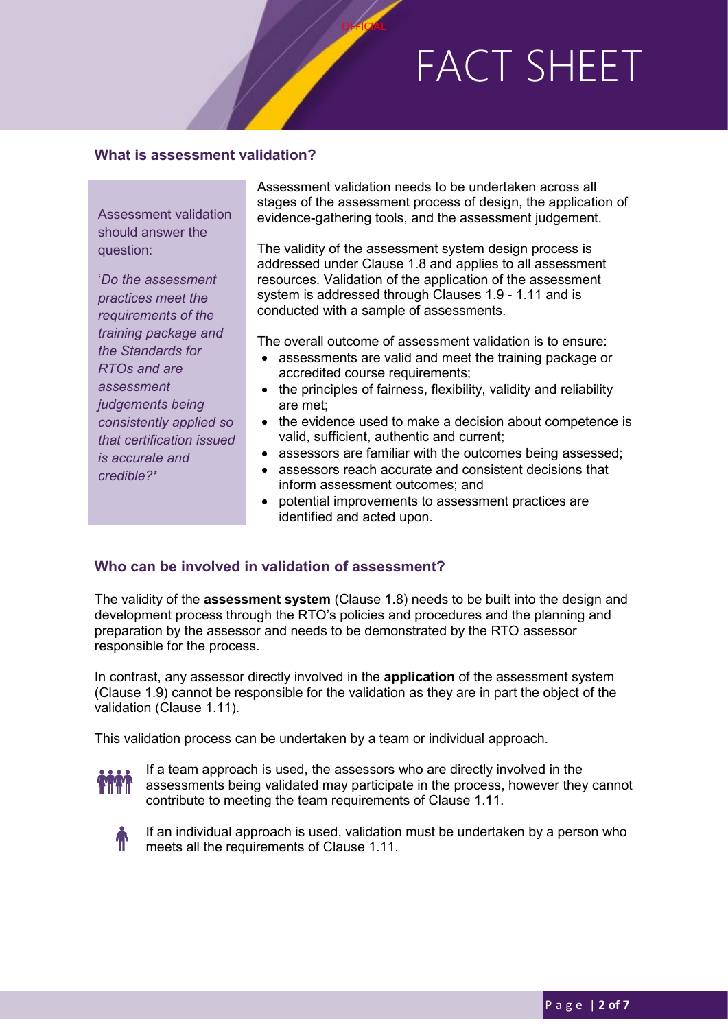## What is assessment validation?

> Assessment validation should answer the question:
>
> '*Do the assessment practices meet the requirements of the training package and the Standards for RTOs and are assessment judgements being consistently applied so that certification issued is accurate and credible?*'

Assessment validation needs to be undertaken across all stages of the assessment process of design, the application of evidence-gathering tools, and the assessment judgement.

The validity of the assessment system design process is addressed under Clause 1.8 and applies to all assessment resources. Validation of the application of the assessment system is addressed through Clauses 1.9 - 1.11 and is conducted with a sample of assessments.

The overall outcome of assessment validation is to ensure:

- assessments are valid and meet the training package or accredited course requirements;
- the principles of fairness, flexibility, validity and reliability are met;
- the evidence used to make a decision about competence is valid, sufficient, authentic and current;
- assessors are familiar with the outcomes being assessed;
- assessors reach accurate and consistent decisions that inform assessment outcomes; and
- potential improvements to assessment practices are identified and acted upon.

## Who can be involved in validation of assessment?

The validity of the **assessment system** (Clause 1.8) needs to be built into the design and development process through the RTO's policies and procedures and the planning and preparation by the assessor and needs to be demonstrated by the RTO assessor responsible for the process.

In contrast, any assessor directly involved in the **application** of the assessment system (Clause 1.9) cannot be responsible for the validation as they are in part the object of the validation (Clause 1.11).

This validation process can be undertaken by a team or individual approach.

If a team approach is used, the assessors who are directly involved in the assessments being validated may participate in the process, however they cannot contribute to meeting the team requirements of Clause 1.11.

If an individual approach is used, validation must be undertaken by a person who meets all the requirements of Clause 1.11.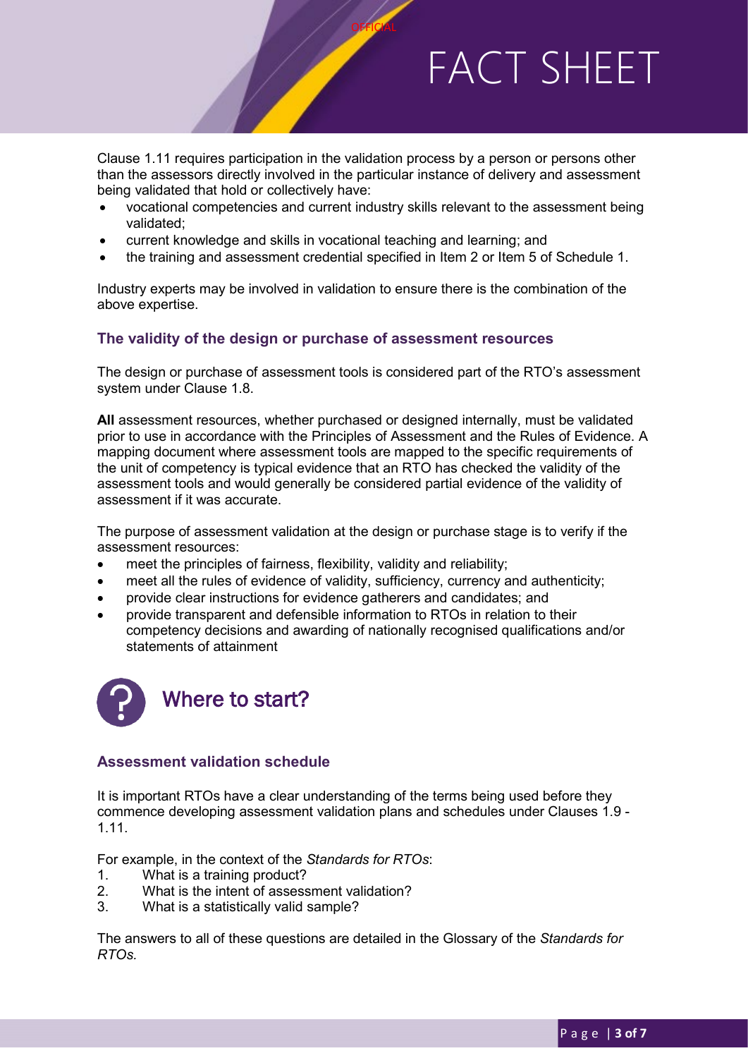Clause 1.11 requires participation in the validation process by a person or persons other than the assessors directly involved in the particular instance of delivery and assessment being validated that hold or collectively have:

- vocational competencies and current industry skills relevant to the assessment being validated;
- current knowledge and skills in vocational teaching and learning; and
- the training and assessment credential specified in Item 2 or Item 5 of Schedule 1.

Industry experts may be involved in validation to ensure there is the combination of the above expertise.

### The validity of the design or purchase of assessment resources

The design or purchase of assessment tools is considered part of the RTO's assessment system under Clause 1.8.

**All** assessment resources, whether purchased or designed internally, must be validated prior to use in accordance with the Principles of Assessment and the Rules of Evidence. A mapping document where assessment tools are mapped to the specific requirements of the unit of competency is typical evidence that an RTO has checked the validity of the assessment tools and would generally be considered partial evidence of the validity of assessment if it was accurate.

The purpose of assessment validation at the design or purchase stage is to verify if the assessment resources:

- meet the principles of fairness, flexibility, validity and reliability;
- meet all the rules of evidence of validity, sufficiency, currency and authenticity;
- provide clear instructions for evidence gatherers and candidates; and
- provide transparent and defensible information to RTOs in relation to their competency decisions and awarding of nationally recognised qualifications and/or statements of attainment

## Where to start?

### Assessment validation schedule

It is important RTOs have a clear understanding of the terms being used before they commence developing assessment validation plans and schedules under Clauses 1.9 - 1.11.

For example, in the context of the *Standards for RTOs*:

1. What is a training product?
2. What is the intent of assessment validation?
3. What is a statistically valid sample?

The answers to all of these questions are detailed in the Glossary of the *Standards for RTOs.*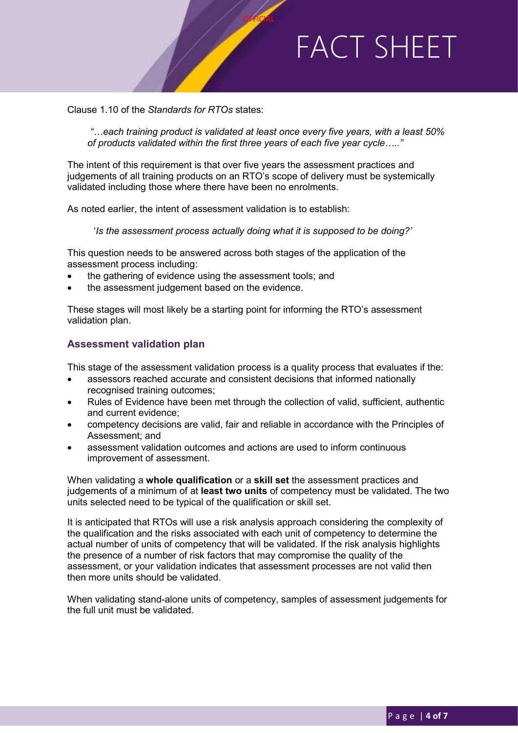Clause 1.10 of the *Standards for RTOs* states:

> *"…each training product is validated at least once every five years, with a least 50% of products validated within the first three years of each five year cycle….."*

The intent of this requirement is that over five years the assessment practices and judgements of all training products on an RTO's scope of delivery must be systemically validated including those where there have been no enrolments.

As noted earlier, the intent of assessment validation is to establish:

> '*Is the assessment process actually doing what it is supposed to be doing?'*

This question needs to be answered across both stages of the application of the assessment process including:

- the gathering of evidence using the assessment tools; and
- the assessment judgement based on the evidence.

These stages will most likely be a starting point for informing the RTO's assessment validation plan.

### Assessment validation plan

This stage of the assessment validation process is a quality process that evaluates if the:

- assessors reached accurate and consistent decisions that informed nationally recognised training outcomes;
- Rules of Evidence have been met through the collection of valid, sufficient, authentic and current evidence;
- competency decisions are valid, fair and reliable in accordance with the Principles of Assessment; and
- assessment validation outcomes and actions are used to inform continuous improvement of assessment.

When validating a **whole qualification** or a **skill set** the assessment practices and judgements of a minimum of at **least two units** of competency must be validated. The two units selected need to be typical of the qualification or skill set.

It is anticipated that RTOs will use a risk analysis approach considering the complexity of the qualification and the risks associated with each unit of competency to determine the actual number of units of competency that will be validated. If the risk analysis highlights the presence of a number of risk factors that may compromise the quality of the assessment, or your validation indicates that assessment processes are not valid then then more units should be validated.

When validating stand-alone units of competency, samples of assessment judgements for the full unit must be validated.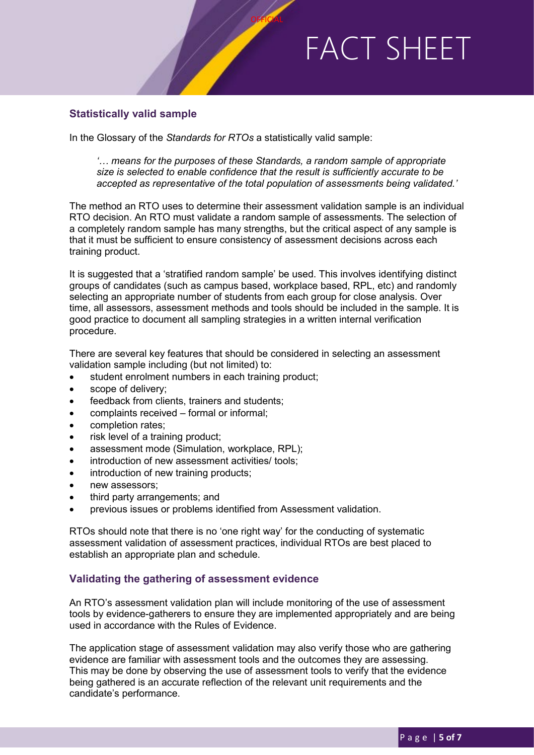## Statistically valid sample

In the Glossary of the *Standards for RTOs* a statistically valid sample:

> *'… means for the purposes of these Standards, a random sample of appropriate size is selected to enable confidence that the result is sufficiently accurate to be accepted as representative of the total population of assessments being validated.'*

The method an RTO uses to determine their assessment validation sample is an individual RTO decision. An RTO must validate a random sample of assessments. The selection of a completely random sample has many strengths, but the critical aspect of any sample is that it must be sufficient to ensure consistency of assessment decisions across each training product.

It is suggested that a 'stratified random sample' be used. This involves identifying distinct groups of candidates (such as campus based, workplace based, RPL, etc) and randomly selecting an appropriate number of students from each group for close analysis. Over time, all assessors, assessment methods and tools should be included in the sample. It is good practice to document all sampling strategies in a written internal verification procedure.

There are several key features that should be considered in selecting an assessment validation sample including (but not limited) to:

- student enrolment numbers in each training product;
- scope of delivery;
- feedback from clients, trainers and students;
- complaints received – formal or informal;
- completion rates;
- risk level of a training product;
- assessment mode (Simulation, workplace, RPL);
- introduction of new assessment activities/ tools;
- introduction of new training products;
- new assessors;
- third party arrangements; and
- previous issues or problems identified from Assessment validation.

RTOs should note that there is no 'one right way' for the conducting of systematic assessment validation of assessment practices, individual RTOs are best placed to establish an appropriate plan and schedule.

## Validating the gathering of assessment evidence

An RTO's assessment validation plan will include monitoring of the use of assessment tools by evidence-gatherers to ensure they are implemented appropriately and are being used in accordance with the Rules of Evidence.

The application stage of assessment validation may also verify those who are gathering evidence are familiar with assessment tools and the outcomes they are assessing. This may be done by observing the use of assessment tools to verify that the evidence being gathered is an accurate reflection of the relevant unit requirements and the candidate's performance.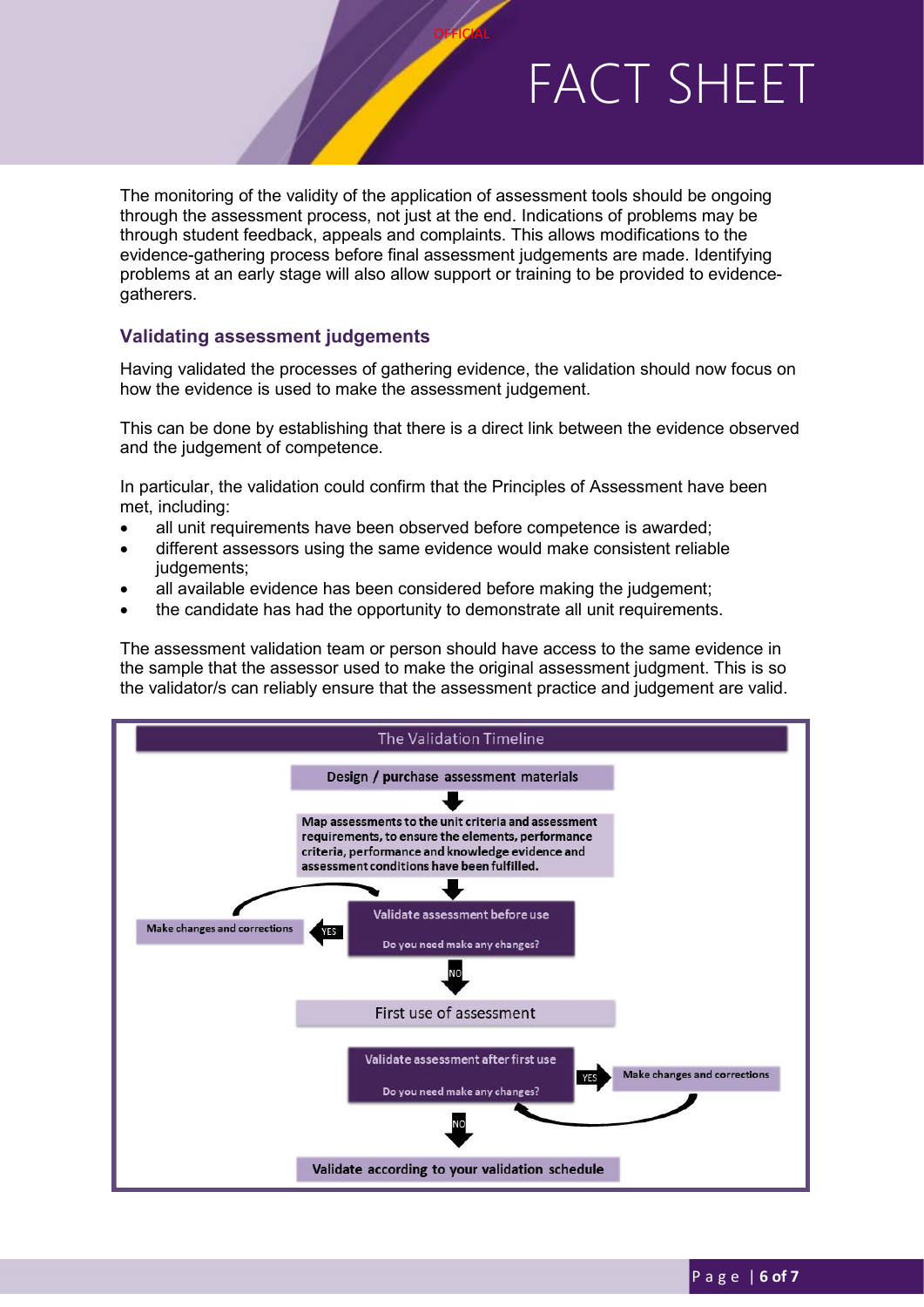The monitoring of the validity of the application of assessment tools should be ongoing through the assessment process, not just at the end. Indications of problems may be through student feedback, appeals and complaints. This allows modifications to the evidence-gathering process before final assessment judgements are made. Identifying problems at an early stage will also allow support or training to be provided to evidence-gatherers.

### Validating assessment judgements

Having validated the processes of gathering evidence, the validation should now focus on how the evidence is used to make the assessment judgement.

This can be done by establishing that there is a direct link between the evidence observed and the judgement of competence.

In particular, the validation could confirm that the Principles of Assessment have been met, including:

- all unit requirements have been observed before competence is awarded;
- different assessors using the same evidence would make consistent reliable judgements;
- all available evidence has been considered before making the judgement;
- the candidate has had the opportunity to demonstrate all unit requirements.

The assessment validation team or person should have access to the same evidence in the sample that the assessor used to make the original assessment judgment. This is so the validator/s can reliably ensure that the assessment practice and judgement are valid.

**The Validation Timeline**

1. Design / purchase assessment materials
2. Map assessments to the unit criteria and assessment requirements, to ensure the elements, performance criteria, performance and knowledge evidence and assessment conditions have been fulfilled.
3. Validate assessment before use — Do you need make any changes?
   - YES → Make changes and corrections (then return to Validate assessment before use)
   - NO → First use of assessment
4. First use of assessment
5. Validate assessment after first use — Do you need make any changes?
   - YES → Make changes and corrections (then return to Validate assessment after first use)
   - NO → Validate according to your validation schedule
6. Validate according to your validation schedule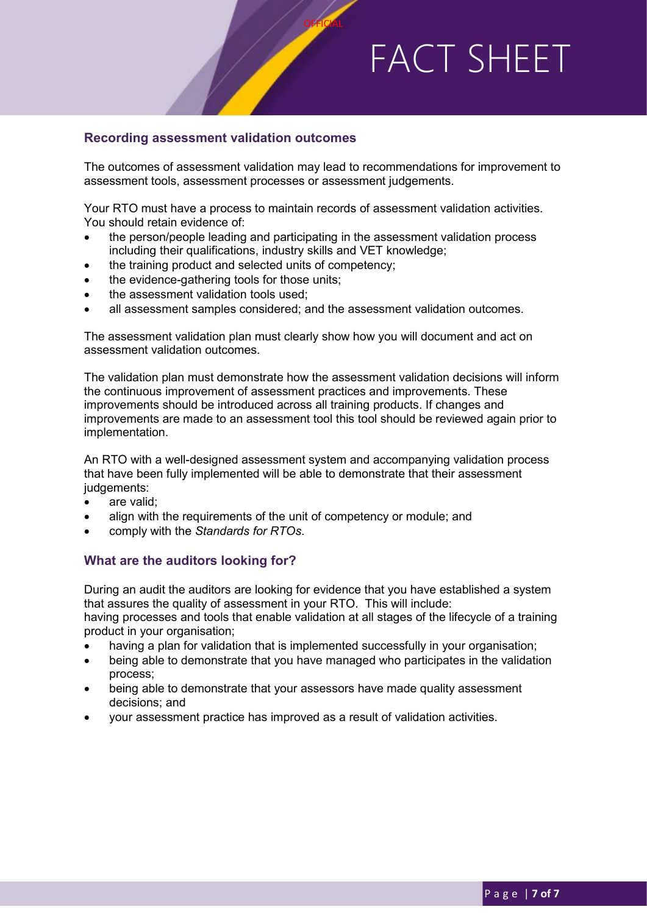## Recording assessment validation outcomes

The outcomes of assessment validation may lead to recommendations for improvement to assessment tools, assessment processes or assessment judgements.

Your RTO must have a process to maintain records of assessment validation activities. You should retain evidence of:

- the person/people leading and participating in the assessment validation process including their qualifications, industry skills and VET knowledge;
- the training product and selected units of competency;
- the evidence-gathering tools for those units;
- the assessment validation tools used;
- all assessment samples considered; and the assessment validation outcomes.

The assessment validation plan must clearly show how you will document and act on assessment validation outcomes.

The validation plan must demonstrate how the assessment validation decisions will inform the continuous improvement of assessment practices and improvements. These improvements should be introduced across all training products. If changes and improvements are made to an assessment tool this tool should be reviewed again prior to implementation.

An RTO with a well-designed assessment system and accompanying validation process that have been fully implemented will be able to demonstrate that their assessment judgements:

- are valid;
- align with the requirements of the unit of competency or module; and
- comply with the *Standards for RTOs*.

## What are the auditors looking for?

During an audit the auditors are looking for evidence that you have established a system that assures the quality of assessment in your RTO. This will include:
having processes and tools that enable validation at all stages of the lifecycle of a training product in your organisation;

- having a plan for validation that is implemented successfully in your organisation;
- being able to demonstrate that you have managed who participates in the validation process;
- being able to demonstrate that your assessors have made quality assessment decisions; and
- your assessment practice has improved as a result of validation activities.